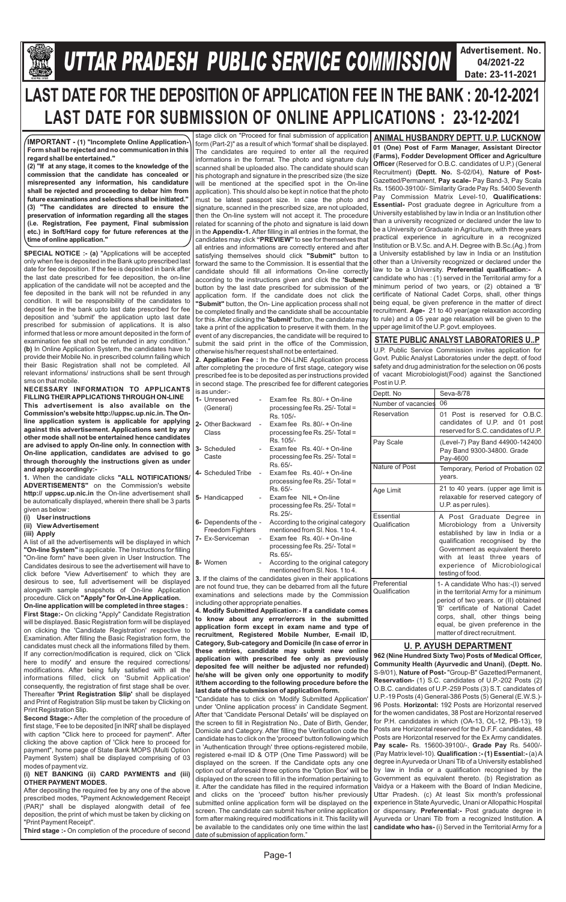# UTTAR PRADESH PUBLIC SERVICE COMMISSION

**Advertisement. No. 04/2021-22**
**Date: 23-11-2021**

# LAST DATE FOR THE DEPOSITION OF APPLICATION FEE IN THE BANK : 20-12-2021
# LAST DATE FOR SUBMISSION OF ONLINE APPLICATIONS : 23-12-2021

**IMPORTANT - (1) "Incomplete Online Application-Form shall be rejected and no communication in this regard shall be entertained."**
**(2) "If at any stage, it comes to the knowledge of the commission that the candidate has concealed or misrepresented any information, his candidature shall be rejected and proceeding to debar him from future examinations and selections shall be initiated."**
**(3) "The candidates are directed to ensure the preservation of information regarding all the stages (i.e. Registration, Fee payment, Final submission etc.) in Soft/Hard copy for future references at the time of online application."**

**SPECIAL NOTICE :- (a)** "Applications will be accepted only when fee is deposited in the Bank upto prescribed last date for fee deposition. If the fee is deposited in bank after the last date prescribed for fee deposition, the on-line application of the candidate will not be accepted and the fee deposited in the bank will not be refunded in any condition. It will be responsibility of the candidates to deposit fee in the bank upto last date prescribed for fee deposition and 'submit' the application upto last date prescribed for submission of applications. It is also informed that less or more amount deposited in the form of examination fee shall not be refunded in any condition." **(b)** In Online Application System, the candidates have to provide their Mobile No. in prescribed column failing which their Basic Registration shall not be completed. All relevant informations/ instructions shall be sent through sms on that mobile.

**NECESSARY INFORMATION TO APPLICANTS FILLING THEIR APPLICATIONS THROUGH ON-LINE**
**This advertisement is also available on the Commission's website http://uppsc.up.nic.in. The On-line application system is applicable for applying against this advertisement. Applications sent by any other mode shall not be entertained hence candidates are advised to apply On-line only. In connection with On-line application, candidates are advised to go through thoroughly the instructions given as under and apply accordingly:-**

**1.** When the candidate clicks **"ALL NOTIFICATIONS/ ADVERTISEMENTS"** on the Commission's website **http:// uppsc.up.nic.in** the On-line advertisement shall be automatically displayed, wherein there shall be 3 parts given as below :

**(i) User instructions**
**(ii) View Advertisement**
**(iii) Apply**

A list of all the advertisements will be displayed in which **"On-line System"** is applicable. The Instructions for filling "On-line form" have been given in User Instruction. The Candidates desirous to see the advertisement will have to click before 'View Advertisement' to which they are desirous to see, full advertisement will be displayed alongwith sample snapshots of On-line Application procedure. Click on **"Apply" for On-Line Application.**

**On-line application will be completed in three stages :**

**First Stage:-** On clicking "Apply" Candidate Registration will be displayed. Basic Registration form will be displayed on clicking the 'Candidate Registration' respective to Examination. After filling the Basic Registration form, the candidates must check all the informations filled by them. If any correction/modification is required, click on 'Click here to modify' and ensure the required corrections/ modifications. After being fully satisfied with all the informations filled, click on 'Submit Application' consequently, the registration of first stage shall be over. Thereafter **'Print Registration Slip'** shall be displayed and Print of Registration Slip must be taken by Clicking on Print Registration Slip.

**Second Stage:-** After the completion of the procedure of first stage, 'Fee to be deposited [in INR]' shall be displayed with caption "Click here to proceed for payment". After clicking the above caption of 'Click here to proceed for payment", home page of State Bank MOPS (Multi Option Payment System) shall be displayed comprising of 03 modes of payment viz.

**(i) NET BANKING (ii) CARD PAYMENTS and (iii) OTHER PAYMENT MODES.**

After depositing the required fee by any one of the above prescribed modes, "Payment Acknowledgement Receipt (PAR)" shall be displayed alongwith detail of fee deposition, the print of which must be taken by clicking on "Print Payment Receipt".

**Third stage :-** On completion of the procedure of second stage click on "Proceed for final submission of application form (Part-2)" as a result of which 'format' shall be displayed. The candidates are required to enter all the required informations in the format. The photo and signature duly scanned shall be uploaded also. The candidate should scan his photograph and signature in the prescribed size (the size will be mentioned at the specified spot in the On-line application). This should also be kept in notice that the photo must be latest passport size. In case the photo and signature, scanned in the prescribed size, are not uploaded, then the On-line system will not accept it. The procedure related for scanning of the photo and signature is laid down in the **Appendix-1.** After filling in all entries in the format, the candidates may click **"PREVIEW"** to see for themselves that all entries and informations are correctly entered and after satisfying themselves should click **"Submit"** button to forward the same to the Commission. It is essential that the candidate should fill all informations On-line correctly according to the instructions given and click the **'Submit'** button by the last date prescribed for submission of the application form. If the candidate does not click the **"Submit"** button, the On- Line application process shall not be completed finally and the candidate shall be accountable for this. After clicking the **'Submit'** button, the candidate may take a print of the application to preserve it with them. In the event of any discrepancies, the candidate will be required to submit the said print in the office of the Commission, otherwise his/her request shall not be entertained.

**2. Application Fee :** In the ON-LINE Application process after completing the procedure of first stage, category wise prescribed fee is to be deposited as per instructions provided in second stage. The prescribed fee for different categories is as under:-

| | | |
|---|---|---|
| 1- Unreserved (General) | - | Exam fee Rs. 80/- + On-line processing fee Rs. 25/- Total = Rs. 105/- |
| 2- Other Backward Class | - | Exam fee Rs. 80/- + On-line processing fee Rs. 25/- Total = Rs. 105/- |
| 3- Scheduled Caste | - | Exam fee Rs. 40/- + On-line processing fee Rs. 25/- Total = Rs. 65/- |
| 4- Scheduled Tribe | - | Exam fee Rs. 40/- + On-line processing fee Rs. 25/- Total = Rs. 65/- |
| 5- Handicapped | - | Exam fee NIL + On-line processing fee Rs. 25/- Total = Rs. 25/- |
| 6- Dependents of the Freedom Fighters | - | According to the original category mentioned from Sl. Nos. 1 to 4. |
| 7- Ex-Serviceman | - | Exam fee Rs. 40/- + On-line processing fee Rs. 25/- Total = Rs. 65/- |
| 8- Women | - | According to the original category mentioned from Sl. Nos. 1 to 4. |

**3.** If the claims of the candidates given in their applications are not found true, they can be debarred from all the future examinations and selections made by the Commission including other appropriate penalties.

**4. Modify Submitted Application:- If a candidate comes to know about any error/errors in the submitted application form except in exam name and type of recruitment, Registered Mobile Number, E-mail ID, Category, Sub-category and Domicile (In case of error in these entries, candidate may submit new online application with prescribed fee only as previously deposited fee will neither be adjusted nor refunded) he/she will be given only one opportunity to modify it/them according to the following procedure before the last date of the submission of application form.**

"Candidate has to click on 'Modify Submitted Application' under 'Online application process' in Candidate Segment. After that 'Candidate Personal Details' will be displayed on the screen to fill in Registration No., Date of Birth, Gender, Domicile and Category. After filling the Verification code the candidate has to click on the 'proceed' button following which in 'Authentication through' three options-registered mobile, registered e-mail ID & OTP (One Time Password) will be displayed on the screen. If the Candidate opts any one option out of aforesaid three options the 'Option Box' will be displayed on the screen to fill in the information pertaining to it. After the candidate has filled in the required information and clicks on the 'proceed' button his/her previously submitted online application form will be displayed on the screen. The candidate can submit his/her online application form after making required modifications in it. This facility will be available to the candidates only one time within the last date of submission of application form."

## ANIMAL HUSBANDRY DEPTT. U.P. LUCKNOW

**01 (One) Post of Farm Manager, Assistant Director (Farms), Fodder Development Officer and Agriculture Officer** (Reserved for O.B.C. candidates of U.P.) (General Recruitment) **(Deptt. No.** S-02/04), **Nature of Post-** Gazetted/Permanent, **Pay scale-** Pay Band-3, Pay Scala Rs. 15600-39100/- Similarity Grade Pay Rs. 5400 Seventh Pay Commission Matrix Level-10, **Qualifications: Essential-** Post graduate degree in Agriculture from a University established by law in India or an Institution other than a University recognized or declared under the law to be a University or Graduate in Agriculture, with three years practical experience in agriculture in a recognized Institution or B.V.Sc. and A.H. Degree with B.Sc.(Ag.) from a University established by law in India or an Institution other than a University recognized or declared under the law to be a University. **Preferential qualification:-** A candidate who has : (1) served in the Territorial army for a minimum period of two years, or (2) obtained a 'B' certificate of National Cadet Corps, shall, other things being equal, be given preference in the matter of direct recruitment. **Age-** 21 to 40 year(age relaxation according to rule) and a 05 year age relaxation will be given to the upper age limit of the U.P. govt. employees.

## STATE PUBLIC ANALYST LABORATORIES U..P

U.P. Public Service Commission invites application for Govt. Public Analyst Laboratories under the deptt. of food safety and drug administration for the selection on 06 posts of vacant Microbiologist(Food) against the Sanctioned Post in U.P.

| | |
|---|---|
| Deptt. No | Seva-8/78 |
| Number of vacancies | 06 |
| Reservation | 01 Post is reserved for O.B.C. candidates of U.P. and 01 post reserved for S.C. candidates of U.P. |
| Pay Scale | (Level-7) Pay Band 44900-142400 Pay Band 9300-34800. Grade Pay-4600 |
| Nature of Post | Temporary, Period of Probation 02 years. |
| Age Limit | 21 to 40 years. (upper age limit is relaxable for reserved category of U.P. as per rules). |
| Essential Qualification | A Post Graduate Degree in Microbiology from a University established by law in India or a qualification recognised by the Government as equivalent thereto with at least three years of experience of Microbiological testing of food. |
| Preferential Qualification | 1- A candidate Who has:-(I) served in the territorial Army for a minimum period of two years. or (II) obtained 'B' certificate of National Cadet corps, shall, other things being equal, be given preference in the matter of direct recruitment. |

## U. P. AYUSH DEPARTMENT

**962 (Nine Hundred Sixty Two) Posts of Medical Officer, Community Health (Ayurvedic and Unani)**, **(Deptt. No.** S-9/01), **Nature of Post-** "Group-B" Gazetted/Permanent, **Reservation-** (1) S.C. candidates of U.P.-202 Posts (2) O.B.C. candidates of U.P.-259 Posts (3) S.T. candidates of U.P.-19 Posts (4) General-386 Posts (5) General (E.W.S.)-96 Posts. **Horizontal:** 192 Posts are Horizontal reserved for the women candidates, 38 Post are Horizontal reserved for P.H. candidates in which (OA-13, OL-12, PB-13), 19 Posts are Horizontal reserved for the D.F.F. candidates, 48 Posts are Horizontal reserved for the Ex Army candidates. **Pay scale-** Rs. 15600-39100/-, **Grade Pay** Rs. 5400/- (Pay Matrix level-10). **Qualification :- (1) Essential:-** (a) A degree in Ayurveda or Unani Tib of a University established by law in India or a qualification recognised by the Government as equivalent thereto. (b) Registration as Vaidya or a Hakeem with the Board of Indian Medicine, Uttar Pradesh. (c) At least Six month's professional experience in State Ayurvedic, Unani or Allopathic Hospital or dispensary. **Preferential:-** Post graduate degree in Ayurveda or Unani Tib from a recognized Institution. **A candidate who has-** (i) Served in the Territorial Army for a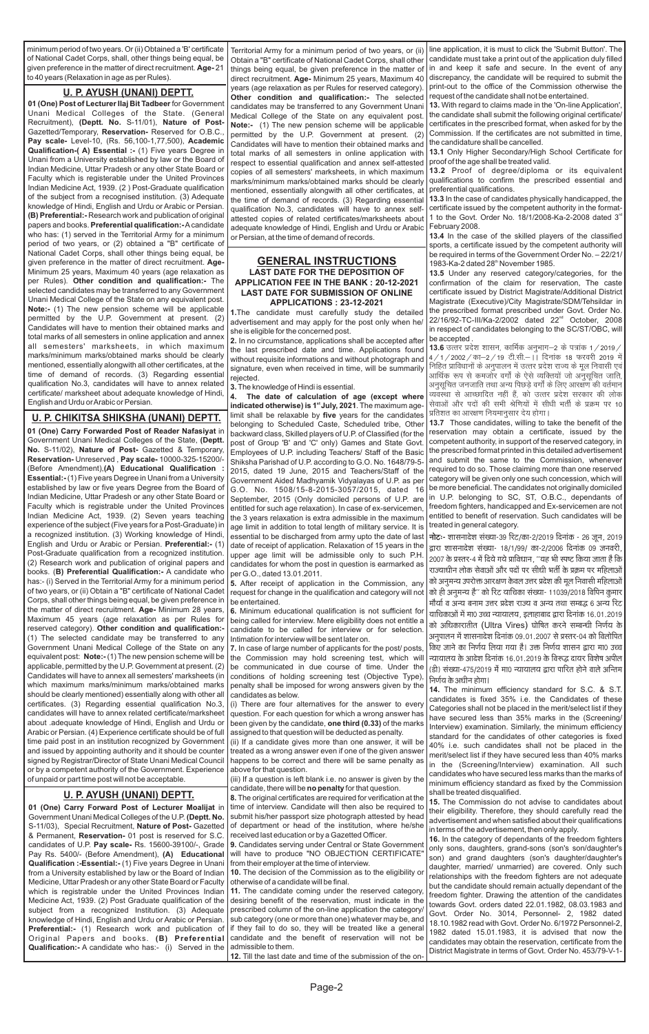minimum period of two years. Or (ii) Obtained a 'B' certificate of National Cadet Corps, shall, other things being equal, be given preference in the matter of direct recruitment. **Age-** 21 to 40 years (Relaxation in age as per Rules).

## U. P. AYUSH (UNANI) DEPTT.

**01 (One) Post of Lecturer Ilaj Bit Tadbeer** for Government Unani Medical Colleges of the State. (General Recruitment), **(Deptt. No.** S-11/01), **Nature of Post-** Gazetted/Temporary, **Reservation-** Reserved for O.B.C., **Pay scale-** Level-10, (Rs. 56,100-1,77,500), **Academic Qualification-( A) Essential :-** (1) Five years Degree in Unani from a University established by law or the Board of Indian Medicine, Uttar Pradesh or any other State Board or Faculty which is registerable under the United Provinces Indian Medicine Act, 1939. (2 ) Post-Graduate qualification of the subject from a recognised institution. (3) Adequate knowledge of Hindi, English and Urdu or Arabic or Persian. **(B) Preferential:-** Research work and publication of original papers and books. **Preferential qualification:-** A candidate who has: (1) served in the Territorial Army for a minimum period of two years, or (2) obtained a "B" certificate of National Cadet Corps, shall other things being equal, be given preference in the matter of direct recruitment. **Age-** Minimum 25 years, Maximum 40 years (age relaxation as per Rules). **Other condition and qualification:-** The selected candidates may be transferred to any Government Unani Medical College of the State on any equivalent post. **Note:-** (1) The new pension scheme will be applicable permitted by the U.P. Government at present. (2) Candidates will have to mention their obtained marks and total marks of all semesters in online application and annex all semesters' marksheets, in which maximum marks/minimum marks/obtained marks should be clearly mentioned, essentially alongwith all other certificates, at the time of demand of records. (3) Regarding essential qualification No.3, candidates will have to annex related certificate/ marksheet about adequate knowledge of Hindi, English and Urdu or Arabic or Persian.

## U. P. CHIKITSA SHIKSHA (UNANI) DEPTT.

**01 (One) Carry Forwarded Post of Reader Nafsiyat** in Government Unani Medical Colleges of the State, **(Deptt. No.** S-11/02), **Nature of Post-** Gazetted & Temporary, **Reservation-** Unreserved , **Pay scale-** 10000-325-15200/- (Before Amendment),**(A) Educational Qualification : Essential:-** (1) Five years Degree in Unani from a University established by law or Degree from the Board of Indian Medicine, Uttar Pradesh or any other State Board or Faculty which is registrable under the United Provinces Indian Medicine Act, 1939. (2) Seven years teaching experience of the subject (Five years for a Post-Graduate) in a recognized institution. (3) Working knowledge of Hindi, English and Urdu or Arabic or Persian. **Preferential:-** (1) Post-Graduate qualification from a recognized institution. (2) Research work and publication of original papers and books. (**B) Preferential Qualification:-** A candidate who has:- (i) Served in the Territorial Army for a minimum period of two years, or (ii) Obtain a "B" certificate of National Cadet Corps, shall other things being equal, be given preference in the matter of direct recruitment. **Age-** Minimum 28 years, Maximum 45 years (age relaxation as per Rules for reserved category). **Other condition and qualification:-** (1) The selected candidate may be transferred to any Government Unani Medical College of the State on any equivalent post. **Note:-** (1) The new pension scheme will be applicable, permitted by the U.P. Government at present. (2) Candidates will have to annex all semesters' marksheets (in which maximum marks/minimum marks/obtained marks should be clearly mentioned) essentially along with all other certificates. (3) Regarding essential qualification No.3, candidates will have to annex related certificate/marksheet about .adequate knowledge of Hindi, English and Urdu or Arabic or Persian. (4) Experience certificate should be of full time paid post in an institution recognized by Government and issued by appointing authority and it should be counter signed by Registrar/Director of State Unani Medical Council or by a competent authority of the Government. Experience of unpaid or part time post will not be acceptable.

## U. P. AYUSH (UNANI) DEPTT.

**01 (One) Carry Forward Post of Lecturer Moalijat** in Government Unani Medical Colleges of the U.P. **(Deptt. No.** S-11/03), Special Recruitment, **Nature of Post-** Gazetted & Permanent, **Reservation-** 01 post is reserved for S.C. candidates of U.P. **Pay scale-** Rs. 15600-39100/-, Grade Pay Rs. 5400/- (Before Amendment), **(A) Educational Qualification :-Essential:-** (1) Five years Degree in Unani from a University established by law or the Board of Indian Medicine, Uttar Pradesh or any other State Board or Faculty which is registrable under the United Provinces Indian Medicine Act, 1939. (2) Post Graduate qualification of the subject from a recognized Institution. (3) Adequate knowledge of Hindi, English and Urdu or Arabic or Persian. **Preferential:-** (1) Research work and publication of Original Papers and books. **(B) Preferential Qualification:-** A candidate who has:- (i) Served in the Territorial Army for a minimum period of two years, or (ii) Obtain a "B" certificate of National Cadet Corps, shall other things being equal, be given preference in the matter of direct recruitment. **Age-** Minimum 25 years, Maximum 40 years (age relaxation as per Rules for reserved category). **Other condition and qualification:-** The selected candidates may be transferred to any Government Unani Medical College of the State on any equivalent post. **Note:-** (1) The new pension scheme will be applicable permitted by the U.P. Government at present. (2) Candidates will have to mention their obtained marks and total marks of all semesters in online application with respect to essential qualification and annex self-attested copies of all semesters' marksheets, in which maximum marks/minimum marks/obtained marks should be clearly mentioned, essentially alongwith all other certificates, at the time of demand of records. (3) Regarding essential qualification No.3, candidates will have to annex self-attested copies of related certificates/marksheets about adequate knowledge of Hindi, English and Urdu or Arabic or Persian, at the time of demand of records.

## GENERAL INSTRUCTIONS

### LAST DATE FOR THE DEPOSITION OF APPLICATION FEE IN THE BANK : 20-12-2021
### LAST DATE FOR SUBMISSION OF ONLINE APPLICATIONS : 23-12-2021

**1.** The candidate must carefully study the detailed advertisement and may apply for the post only when he/ she is eligible for the concerned post.

**2.** In no circumstance, applications shall be accepted after the last prescribed date and time. Applications found without requisite informations and without photograph and signature, even when received in time, will be summarily rejected.

**3.** The knowledge of Hindi is essential.

**4. The date of calculation of age (except where indicated otherwise) is 1st July, 2021**. The maximum age-limit shall be relaxable by **five** years for the candidates belonging to Scheduled Caste, Scheduled tribe, Other backward class, Skilled players of U.P. of Classified (for the post of Group 'B' and 'C' only) Games and State Govt. Employees of U.P. including Teachers/ Staff of the Basic Shiksha Parishad of U.P. according to G.O. No. 1648/79-5-2015, dated 19 June, 2015 and Teachers/Staff of the Government Aided Madhyamik Vidyalayas of U.P. as per G.O. No. 1508/15-8-2015-3057/2015, dated 16 September, 2015 (Only domiciled persons of U.P. are entitled for such age relaxation). In case of ex-servicemen, the 3 years relaxation is extra admissible in the maximum age limit in addition to total length of military service. It is essential to be discharged from army upto the date of last date of receipt of application. Relaxation of 15 years in the upper age limit will be admissible only to such P.H. candidates for whom the post in question is earmarked as per G.O., dated 13.01.2011.

**5.** After receipt of application in the Commission, any request for change in the qualification and category will not be entertained.

**6.** Minimum educational qualification is not sufficient for being called for interview. Mere eligibility does not entitle a candidate to be called for interview or for selection. Intimation for interview will be sent later on.

**7.** In case of large number of applicants for the post/ posts, the Commission may hold screening test, which will be communicated in due course of time. Under the conditions of holding screening test (Objective Type), penalty shall be imposed for wrong answers given by the candidates as below.

(i) There are four alternatives for the answer to every question. For each question for which a wrong answer has been given by the candidate, **one third (0.33)** of the marks assigned to that question will be deducted as penalty.

(ii) If a candidate gives more than one answer, it will be treated as a wrong answer even if one of the given answer happens to be correct and there will be same penalty as above for that question.

(iii) If a question is left blank i.e. no answer is given by the candidate, there will be **no penalty** for that question.

**8.** The original certificates are required for verification at the time of interview. Candidate will then also be required to submit his/her passport size photograph attested by head of department or head of the institution, where he/she received last education or by a Gazetted Officer.

**9.** Candidates serving under Central or State Government will have to produce "NO OBJECTION CERTIFICATE" from their employer at the time of interview.

**10.** The decision of the Commission as to the eligibility or otherwise of a candidate will be final.

**11.** The candidate coming under the reserved category, desiring benefit of the reservation, must indicate in the prescribed column of the online application the category/ sub category (one or more than one) whatever may be, and if they fail to do so, they will be treated like a general candidate and the benefit of reservation will not be admissible to them.

**12.** Till the last date and time of the submission of the on-line application, it is must to click the 'Submit Button'. The candidate must take a print out of the application duly filled in and keep it safe and secure. In the event of any discrepancy, the candidate will be required to submit the print-out to the office of the Commission otherwise the request of the candidate shall not be entertained.

**13.** With regard to claims made in the 'On-line Application', the candidate shall submit the following original certificate/ certificates in the prescribed format, when asked for by the Commission. If the certificates are not submitted in time, the candidature shall be cancelled.

**13.1** Only Higher Secondary/High School Certificate for proof of the age shall be treated valid.

**13.2** Proof of degree/diploma or its equivalent qualifications to confirm the prescribed essential and preferential qualifications.

**13.3** In the case of candidates physically handicapped, the certificate issued by the competent authority in the format-1 to the Govt. Order No. 18/1/2008-Ka-2-2008 dated 3rd February 2008.

**13.4** In the case of the skilled players of the classified sports, a certificate issued by the competent authority will be required in terms of the Government Order No. – 22/21/ 1983-Ka-2 dated 28th November 1985.

**13.5** Under any reserved category/categories, for the confirmation of the claim for reservation, The caste certificate issued by District Magistrate/Additional District Magistrate (Executive)/City Magistrate/SDM/Tehsildar in the prescribed format prescribed under Govt. Order No. 22/16/92-TC-III/Ka-2/2002 dated 22nd October, 2008 in respect of candidates belonging to the SC/ST/OBC, will be accepted .

**13.6** उत्तर प्रदेश शासन, कार्मिक अनुभाग–2 के पत्रांक 1/2019/4/1/2002/का–2/19 टी.सी.–।। दिनांक 18 फरवरी 2019 में निहित प्राविधानों के अनुपालन में उत्तर प्रदेश राज्य के मूल निवासी एवं आर्थिक रूप से कमजोर वर्गों के ऐसे व्यक्तियों जो अनुसूचित जाति, अनुसूचित जनजाति तथा अन्य पिछड़े वर्गों के लिए आरक्षण की वर्तमान व्यवस्था से आच्छादित नहीं हैं, को उत्तर प्रदेश सरकार की लोक सेवाओं और पदों की सभी श्रेणियों में सीधी भर्ती के प्रक्रम पर 10 प्रतिशत का आरक्षण नियमानुसार देय होगा।

**13.7** Those candidates, willing to take the benefit of the reservation may obtain a certificate, issued by the competent authority, in support of the reserved category, in the prescribed format printed in this detailed advertisement and submit the same to the Commission, whenever required to do so. Those claiming more than one reserved category will be given only one such concession, which will be more beneficial. The candidates not originally domiciled in U.P. belonging to SC, ST, O.B.C., dependants of freedom fighters, handicapped and Ex-servicemen are not entitled to benefit of reservation. Such candidates will be treated in general category.

**नोटः-** शासनादेश संख्या-39 रिट/का-2/2019 दिनांक - 26 जून, 2019 द्वारा शासनादेश संख्या- 18/1/99/ का-2/2006 दिनांक 09 जनवरी, 2007 के प्रस्तर-4 में दिये गये प्राविधान, ''यह भी स्पष्ट किया जाता है कि राज्याधीन लोक सेवाओं और पदों पर सीधी भर्ती के प्रक्रम पर महिलाओं को अनुमन्य उपरोक्त आरक्षण केवल उत्तर प्रदेश की मूल निवासी महिलाओं को ही अनुमन्य है'' को रिट याचिका संख्या- 11039/2018 विपिन कुमार मौर्या व अन्य बनाम उत्तर प्रदेश राज्य व अन्य तथा सम्बद्ध 6 अन्य रिट याचिकाओं में मा0 उच्च न्यायालय, इलाहाबाद द्वारा दिनांक 16.01.2019 को अधिकारातीत (Ultra Vires) घोषित करने सम्बन्धी निर्णय के अनुपालन में शासनादेश दिनांक 09.01.2007 से प्रस्तर-04 को विलोपित किए जाने का निर्णय लिया गया है। उक्त निर्णय शासन द्वारा मा0 उच्च न्यायालय के आदेश दिनांक 16.01.2019 के विरूद्ध दायर विशेष अपील (डी) संख्या-475/2019 में मा0 न्यायालय द्वारा पारित होने वाले अन्तिम निर्णय के अधीन होगा।

**14.** The minimum efficiency standard for S.C. & S.T. candidates is fixed 35% i.e. the Candidates of these Categories shall not be placed in the merit/select list if they have secured less than 35% marks in the (Screening/ Interview) examination. Similarly, the minimum efficiency standard for the candidates of other categories is fixed 40% i.e. such candidates shall not be placed in the merit/select list if they have secured less than 40% marks in the (Screening/Interview) examination. All such candidates who have secured less marks than the marks of minimum efficiency standard as fixed by the Commission shall be treated disqualified.

**15.** The Commission do not advise to candidates about their eligibility. Therefore, they should carefully read the advertisement and when satisfied about their qualifications in terms of the advertisement, then only apply.

**16.** In the category of dependants of the freedom fighters only sons, daughters, grand-sons (son's son/daughter's son) and grand daughters (son's daughter/daughter's daughter, married/ unmarried) are covered. Only such relationships with the freedom fighters are not adequate but the candidate should remain actually dependant of the freedom fighter. Drawing the attention of the candidates towards Govt. orders dated 22.01.1982, 08.03.1983 and Govt. Order No. 3014, Personnel- 2, 1982 dated 18.10.1982 read with Govt. Order No. 6/1972 Personnel-2, 1982 dated 15.01.1983, it is advised that now the candidates may obtain the reservation, certificate from the District Magistrate in terms of Govt. Order No. 453/79-V-1-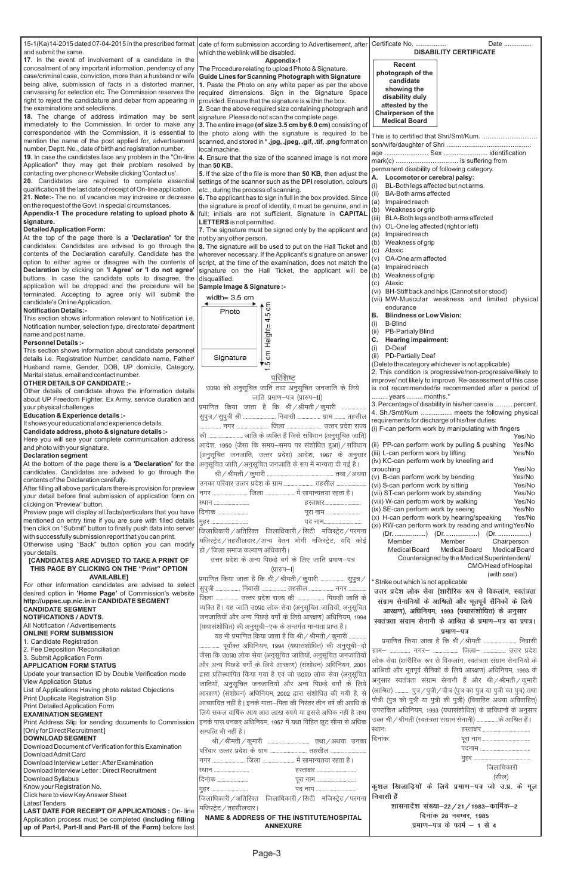15-1(Ka)14-2015 dated 07-04-2015 in the prescribed format and submit the same.

**17.** In the event of involvement of a candidate in the concealment of any important information, pendency of any case/criminal case, conviction, more than a husband or wife being alive, submission of facts in a distorted manner, canvassing for selection etc. The Commission reserves the right to reject the candidature and debar from appearing in the examinations and selections.

**18.** The change of address intimation may be sent immediately to the Commission. In order to make any correspondence with the Commission, it is essential to mention the name of the post applied for, advertisement number, Deptt. No., date of birth and registration number.

**19.** In case the candidates face any problem in the "On-line Application" they may get their problem resolved by contacting over phone or Website clicking 'Contact us'.

**20.** Candidates are required to complete essential qualification till the last date of receipt of On-line application.

**21. Note:-** The no. of vacancies may increase or decrease on the request of the Govt. in special circumstances.

**Appendix-1 The procedure relating to upload photo & signature.**

**Detailed Application Form:**

At the top of the page there is a **'Declaration'** for the candidates. Candidates are advised to go through the contents of the Declaration carefully. Candidate has the option to either agree or disagree with the contents of **Declaration** by clicking on **'I Agree' or 'I do not agree'** buttons. In case the candidate opts to disagree, the application will be dropped and the procedure will be terminated. Accepting to agree only will submit the candidate's Online Application.

**Notification Details:-**

This section shows information relevant to Notification i.e. Notification number, selection type, directorate/ department name and post name.

**Personnel Details :-**

This section shows information about candidate personnel details i.e. Registration Number, candidate name, Father/ Husband name, Gender, DOB, UP domicile, Category, Marital status, email and contact number.

**OTHER DETAILS OF CANDIDATE :-**

Other details of candidate shows the information details about UP Freedom Fighter, Ex Army, service duration and your physical challenges

**Education & Experience details :-**

It shows your educational and experience details.

**Candidate address, photo & signature details :-**

Here you will see your complete communication address and photo with your signature.

**Declaration segment**

At the bottom of the page there is a **'Declaration'** for the candidates. Candidates are advised to go through the contents of the Declaration carefully.

After filling all above particulars there is provision for preview your detail before final submission of application form on clicking on "Preview" button.

Preview page will display all facts/particulars that you have mentioned on entry time if you are sure with filled details then click on "Submit" button to finally push data into server with successfully submission report that you can print. Otherwise using "Back" button option you can modify your details.

**[CANDIDATES ARE ADVISED TO TAKE A PRINT OF THIS PAGE BY CLICKING ON THE "Print" OPTION AVAILABLE]**

For other information candidates are advised to select desired option in **'Home Page'** of Commission's website **http://uppsc.up.nic.in** in **CANDIDATE SEGMENT**

**CANDIDATE SEGMENT**

**NOTIFICATIONS / ADVTS.**

All Notification / Advertisements

**ONLINE FORM SUBMISSION**

1. Candidate Registration
2. Fee Deposition /Reconciliation
3. Submit Application Form

**APPLICATION FORM STATUS**

Update your transaction ID by Double Verification mode

View Application Status

List of Applications Having photo related Objections

Print Duplicate Registration Slip

Print Detailed Application Form

**EXAMINATION SEGMENT**

Print Address Slip for sending documents to Commission [Only for Direct Recruitment]

**DOWNLOAD SEGMENT**

Download Document of Verification for this Examination

Download Admit Card

Download Interview Letter : After Examination

Download Interview Letter : Direct Recruitment

Download Syllabus

Know your Registration No.

Click here to view Key Answer Sheet

Latest Tenders

**LAST DATE FOR RECEIPT OF APPLICATIONS :** On- line Application process must be completed **(including filling up of Part-I, Part-II and Part-III of the Form)** before last date of form submission according to Advertisement, after which the weblink will be disabled.

### Appendix-1

The Procedure relating to upload Photo & Signature.

**Guide Lines for Scanning Photograph with Signature**

**1.** Paste the Photo on any white paper as per the above required dimensions. Sign in the Signature Space provided. Ensure that the signature is within the box.

**2.** Scan the above required size containing photograph and signature. Please do not scan the complete page.

**3.** The entire image **(of size 3.5 cm by 6.0 cm)** consisting of the photo along with the signature is required to be scanned, and stored in * .jpg, .jpeg, .gif, .tif, .png format on local machine.

**4.** Ensure that the size of the scanned image is not more than **50 KB.**

**5.** If the size of the file is more than **50 KB,** then adjust the settings of the scanner such as the **DPI** resolution, colours etc., during the process of scanning.

**6.** The applicant has to sign in full in the box provided. Since the signature is proof of identity, it must be genuine, and in full; initials are not sufficient. Signature in **CAPITAL LETTERS** is not permitted.

**7.** The signature must be signed only by the applicant and not by any other person.

**8.** The signature will be used to put on the Hall Ticket and wherever necessary. If the Applicant's signature on answer script, at the time of the examination, does not match the signature on the Hall Ticket, the applicant will be disqualified.

**Sample Image & Signature :-**

width= 3.5 cm

Photo — Height= 4.5 cm

Signature — 1.5 cm

### परिशिष्ट

उ0प्र0 की अनुसूचित जाति तथा अनुसूचित जनजाति के लिये जाति प्रमाण–पत्र (प्रारुप–II)

प्रमाणित किया जाता है कि श्री/श्रीमती/कुमारी .................. सुपुत्र/सुपुत्री श्री ........................ निवासी ................ ग्राम ........ तहसील ................ नगर ................ जिला ........................ उत्तर प्रदेश राज्य की ........................ जाति के व्यक्ति हैं जिसे संविधान (अनुसूचित जाति) आदेश, 1950 (जैसा कि समय–समय पर संशोधित हुआ)/संविधान (अनुसूचित जनजाति, उत्तर प्रदेश) आदेश, 1967 के अनुसार अनुसूचित जाति/अनुसूचित जनजाति के रूप में मान्यता दी गई है।

श्री/श्रीमती/कुमारी ........................................ तथा/अथवा उनका परिवार उत्तर प्रदेश के ग्राम ...................... तहसील ........................ नगर ........................ जिला ...................... में सामान्यतया रहता है।

स्थान ........................ हस्ताक्षर........................

दिनांक ...................... पूरा नाम........................

मुहर .......................... पद नाम..........................

जिलाधिकारी/अतिरिक्त जिलाधिकारी/सिटी मजिस्ट्रेट/परगना मजिस्ट्रेट/तहसीलदार/अन्य वेतन भोगी मजिस्ट्रेट, यदि कोई हो/जिला समाज कल्याण अधिकारी।

उत्तर प्रदेश के अन्य पिछड़े वर्ग के लिए जाति प्रमाण–पत्र (प्रारुप–I)

प्रमाणित किया जाता है कि श्री/श्रीमती/कुमारी .................. सुपुत्र/सुपुत्री ................ निवासी ................ तहसील ................ नगर ............ जिला ................ उत्तर प्रदेश राज्य की .................. पिछड़ी जाति के व्यक्ति हैं। यह जाति उ0प्र0 लोक सेवा (अनुसूचित जातियों, अनुसूचित जनजातियों और अन्य पिछड़े वर्गों के लिये आरक्षण) अधिनियम, 1994 (यथासंशोधित) की अनुसूची–एक के अन्तर्गत मान्यता प्राप्त है।

यह भी प्रमाणित किया जाता है कि श्री/श्रीमती/कुमारी ............ ................ पूर्वोक्त अधिनियम, 1994 (यथासंशोधित) की अनुसूची–दो जैसा कि उ0प्र0 लोक सेवा (अनुसूचित जातियों, अनुसूचित जनजातियों और अन्य पिछड़े वर्गों के लिये आरक्षण) (संशोधन) अधिनियम, 2001 द्वारा प्रतिस्थापित किया गया है एवं जो उ0प्र0 लोक सेवा (अनुसूचित जातियों, अनुसूचित जनजातियों और अन्य पिछड़े वर्गों के लिये आरक्षण) (संशोधन) अधिनियम, 2002 द्वारा संशोधित की गयी है, से आच्छादित नहीं है। इनके माता–पिता की निरंतर तीन वर्ष की अवधि के लिये सकल वार्षिक आय आठ लाख रुपये या इससे अधिक नहीं है तथा इनके पास धनकर अधिनियम, 1957 में यथा विहित छूट सीमा से अधिक सम्पत्ति भी नहीं है।

श्री/श्रीमती/कुमारी ................................ तथा/अथवा उनका परिवार उत्तर प्रदेश के ग्राम .......................... तहसील ........................ नगर ........................ जिला ........................ में सामान्यतया रहता है।

स्थान ........................ हस्ताक्षर ..........................

दिनांक ...................... पूरा नाम ..........................

मुहर .......................... पद नाम ..........................

जिलाधिकारी/अतिरिक्त जिलाधिकारी/सिटी मजिस्ट्रेट/परगना मजिस्ट्रेट/तहसीलदार।

**NAME & ADDRESS OF THE INSTITUTE/HOSPITAL**

**ANNEXURE**

Certificate No. .................. Date ...............

**DISABILITY CERTIFICATE**

**Recent photograph of the candidate showing the disability duly attested by the Chairperson of the Medical Board**

This is to certified that Shri/Smt/Kum. ............................... son/wife/daughter of Shri ............................................... age ......................... Sex ......................... identification mark(c) .................................. is suffering from permanent disability of following category.

**A. Locomotor or cerebral palsy:**

(i) BL-Both legs affected but not arms.
(ii) BA-Both arms affected
 (a) Impaired reach
 (b) Weakness or grip
(iii) BLA-Both legs and both arms affected
(iv) OL-One leg affected (right or left)
 (a) Impaired reach
 (b) Weakness of grip
 (c) Ataxic
(v) OA-One arm affected
 (a) Impaired reach
 (b) Weakness of grip
 (c) Ataxic
(vi) BH-Stiff back and hips (Cannot sit or stood)
(vii) MW-Muscular weakness and limited physical endurance

**B. Blindness or Low Vision:**

(i) B-Blind
(ii) PB-Partialy Blind

**C. Hearing impairment:**

(i) D-Deaf
(ii) PD-Partially Deaf

(Delete the category whichever is not applicable)

2. This condition is progressive/non-progressive/likely to improve/not likely to improve. Re-assessment of this case is not recommended/is recommended after a period of ......... years ......... months.*

3. Percentage of disability in his/her case is .......... percent.

4. Sh./Smt/Kum ................. meets the following physical requirements for discharge of his/her duties:

| | |
|---|---|
| (i) F-can perform work by manipulating with fingers | Yes/No |
| (ii) PP-can perform work by pulling & pushing | Yes/No |
| (iii) L-can perform work by lifting | Yes/No |
| (iv) KC-can perform work by kneeling and crouching | Yes/No |
| (v) B-can perform work by bending | Yes/No |
| (vi) S-can perform work by sitting | Yes/No |
| (vii) ST-can perform work by standing | Yes/No |
| (viii) W-can perform work by walking | Yes/No |
| (ix) SE-can perform work by seeing | Yes/No |
| (x) H-can perform work by hearing/speaking | Yes/No |
| (xi) RW-can perform work by reading and writing | Yes/No |

| (Dr. ..................) | (Dr. ..................) | (Dr. ..................) |
|---|---|---|
| Member Medical Board | Member Medical Board | Chairperson Medical Board |

Countersigned by the Medical Superintendent/ CMO/Head of Hospital (with seal)

* Strike out which is not applicable

**उत्तर प्रदेश लोक सेवा (शारीरिक रूप से विकलांग, स्वतंत्रता संग्राम सेनानियों के आश्रित और भूतपूर्व सैनिकों के लिये आरक्षण), अधिनियम, 1993 (यथासंशोधित) के अनुसार स्वतंत्रता संग्राम सेनानी के आश्रित के प्रमाण–पत्र का प्रपत्र।**

**प्रमाण–पत्र**

प्रमाणित किया जाता है कि श्री/श्रीमती ...................... निवासी ग्राम– ............... नगर– ............... जिला– ............... उत्तर प्रदेश लोक सेवा (शारीरिक रूप से विकलांग, स्वतंत्रता संग्राम सेनानियों के आश्रितों और भूतपूर्व सैनिकों के लिये आरक्षण) अधिनियम, 1993 के अनुसार स्वतंत्रता संग्राम सेनानी हैं और श्री/श्रीमती/कुमारी (आश्रित) .......... पुत्र/पुत्री/पौत्र (पुत्र का पुत्र या पुत्री का पुत्र) तथा पौत्री (पुत्र की पुत्री या पुत्री की पुत्री) (विवाहित अथवा अविवाहित) उपरोक्त अधिनियम, 1993 (यथासंशोधित) के प्राविधानों के अनुसार उक्त श्री/श्रीमती (स्वतंत्रता संग्राम सेनानी) ...............के आश्रित हैं।

स्थानः हस्ताक्षर ...............................

दिनांकः पूरा नाम ...............................

पदनाम ...............................

मुहर ...............................

जिलाधिकारी

(सील)

**कुशल खिलाड़ियों के लिये प्रमाण–पत्र जो उ.प्र. के मूल निवासी हैं**

**शासनादेश संख्या–22/21/1983–कार्मिक–2**

**दिनांक 28 नवम्बर, 1985**

**प्रमाण–पत्र के फार्म – 1 से 4**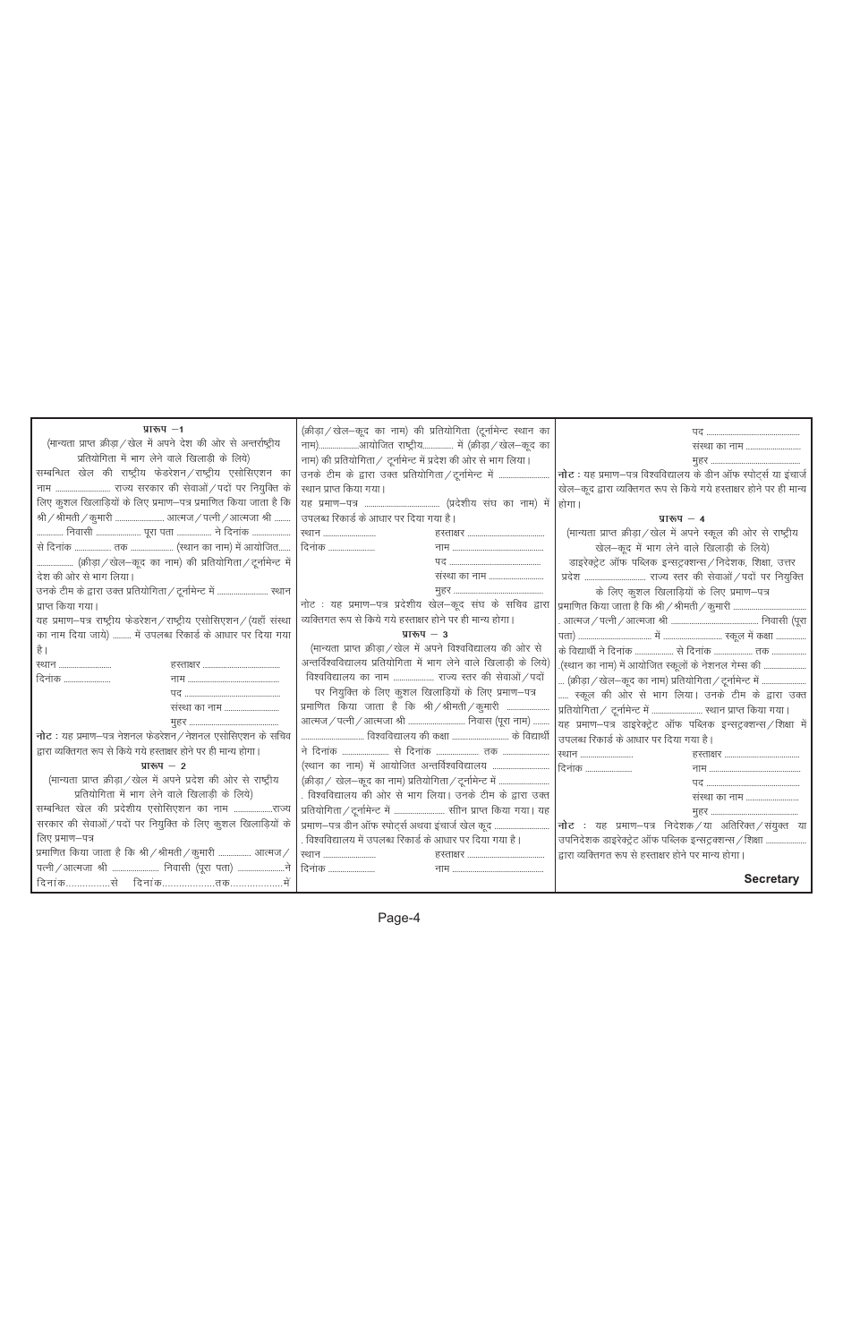## प्रारूप –1

(मान्यता प्राप्त क्रीड़ा / खेल में अपने देश की ओर से अन्तर्राष्ट्रीय प्रतियोगिता में भाग लेने वाले खिलाड़ी के लिये)

सम्बन्धित खेल की राष्ट्रीय फेडरेशन / राष्ट्रीय एसोसिएशन का नाम ...................... राज्य सरकार की सेवाओं / पदों पर नियुक्ति के लिए कुशल खिलाड़ियों के लिए प्रमाण–पत्र प्रमाणित किया जाता है कि श्री / श्रीमती / कुमारी ...................... आत्मज / पत्नी / आत्मजा श्री ........ ............ निवासी ..................... पूरा पता ................ ने दिनांक .................. से दिनांक ................ तक .................... (स्थान का नाम) में आयोजित...... ................ (क्रीड़ा / खेल–कूद का नाम) की प्रतियोगिता / टूर्नामेन्ट में देश की ओर से भाग लिया।

उनके टीम के द्वारा उक्त प्रतियोगिता / टूर्नामेन्ट में ...................... स्थान प्राप्त किया गया।

यह प्रमाण–पत्र राष्ट्रीय फेडरेशन / राष्ट्रीय एसोसिएशन / (यहाँ संस्था का नाम दिया जाये) ........ में उपलब्ध रिकार्ड के आधार पर दिया गया है।

स्थान ........................ हस्ताक्षर ....................................

दिनांक ...................... नाम ............................................

पद .............................................

संस्था का नाम ..........................

मुहर ...........................................

**नोट :** यह प्रमाण–पत्र नेशनल फेडरेशन / नेशनल एसोसिएशन के सचिव द्वारा व्यक्तिगत रूप से किये गये हस्ताक्षर होने पर ही मान्य होगा।

## प्रारूप – 2

(मान्यता प्राप्त क्रीड़ा / खेल में अपने प्रदेश की ओर से राष्ट्रीय प्रतियोगिता में भाग लेने वाले खिलाड़ी के लिये)

सम्बन्धित खेल की प्रदेशीय एसोसिएशन का नाम ..................राज्य सरकार की सेवाओं / पदों पर नियुक्ति के लिए कुशल खिलाड़ियों के लिए प्रमाण–पत्र

प्रमाणित किया जाता है कि श्री / श्रीमती / कुमारी ................ आत्मज / पत्नी / आत्मजा श्री ...................... निवासी (पूरा पता) ......................ने दिनांक................से दिनांक..................तक..................में (क्रीड़ा / खेल–कूद का नाम) की प्रतियोगिता (टूर्नामेन्ट स्थान का नाम)..................आयोजित राष्ट्रीय.............. में (क्रीड़ा / खेल–कूद का नाम) की प्रतियोगिता / टूर्नामेन्ट में प्रदेश की ओर से भाग लिया। उनके टीम के द्वारा उक्त प्रतियोगिता / टूर्नामेन्ट में ........................ स्थान प्राप्त किया गया।

यह प्रमाण–पत्र .................................... (प्रदेशीय संघ का नाम) में उपलब्ध रिकार्ड के आधार पर दिया गया है।

स्थान ........................ हस्ताक्षर ....................................

दिनांक ...................... नाम ............................................

पद .............................................

संस्था का नाम ..........................

मुहर ...........................................

नोट : यह प्रमाण–पत्र प्रदेशीय खेल–कूद संघ के सचिव द्वारा व्यक्तिगत रूप से किये गये हस्ताक्षर होने पर ही मान्य होगा।

## प्रारूप – 3

(मान्यता प्राप्त क्रीड़ा / खेल में अपने विश्वविद्यालय की ओर से अन्तर्विश्वविद्यालय प्रतियोगिता में भाग लेने वाले खिलाड़ी के लिये)

विश्वविद्यालय का नाम .................. राज्य स्तर की सेवाओं / पदों पर नियुक्ति के लिए कुशल खिलाड़ियों के लिए प्रमाण–पत्र

प्रमाणित किया जाता है कि श्री / श्रीमती / कुमारी .................... आत्मज / पत्नी / आत्मजा श्री .......................... निवास (पूरा नाम) ........ .............................. विश्वविद्यालय की कक्षा .......................... के विद्यार्थी ने दिनांक ...................... से दिनांक .................. तक ..................... (स्थान का नाम) में आयोजित अन्तर्विश्वविद्यालय .......................... (क्रीड़ा / खेल–कूद का नाम) प्रतियोगिता / टूर्नामेन्ट में ........................ . विश्वविद्यालय की ओर से भाग लिया। उनके टीम के द्वारा उक्त प्रतियोगिता / टूर्नामेन्ट में ........................ स्तीन प्राप्त किया गया। यह प्रमाण–पत्र डीन ऑफ स्पोर्ट्स अथवा इंचार्ज खेल कूद .......................... . विश्वविद्यालय में उपलब्ध रिकार्ड के आधार पर दिया गया है।

स्थान ........................ हस्ताक्षर ....................................

दिनांक ...................... नाम ............................................

पद .............................................

संस्था का नाम ..........................

मुहर ...........................................

**नोट :** यह प्रमाण–पत्र विश्वविद्यालय के डीन ऑफ स्पोर्ट्स या इंचार्ज खेल–कूद द्वारा व्यक्तिगत रूप से किये गये हस्ताक्षर होने पर ही मान्य होगा।

## प्रारूप – 4

(मान्यता प्राप्त क्रीड़ा / खेल में अपने स्कूल की ओर से राष्ट्रीय खेल–कूद में भाग लेने वाले खिलाड़ी के लिये)

डाइरेक्ट्रेट ऑफ पब्लिक इन्स्ट्रक्शन्स / निदेशक, शिक्षा, उत्तर प्रदेश .......................... राज्य स्तर की सेवाओं / पदों पर नियुक्ति के लिए कुशल खिलाड़ियों के लिए प्रमाण–पत्र

प्रमाणित किया जाता है कि श्री / श्रीमती / कुमारी .................................. . आत्मज / पत्नी / आत्मजा श्री .......................................... निवासी (पूरा पता) .................................. में .......................... स्कूल में कक्षा .............. के विद्यार्थी ने दिनांक .................. से दिनांक .................. तक ................ .(स्थान का नाम) में आयोजित स्कूलों के नेशनल गेम्स की .................... ... (क्रीड़ा / खेल–कूद का नाम) प्रतियोगिता / टूर्नामेन्ट में ...................... ..... स्कूल की ओर से भाग लिया। उनके टीम के द्वारा उक्त प्रतियोगिता / टूर्नामेन्ट में ...................... स्थान प्राप्त किया गया। यह प्रमाण–पत्र डाइरेक्ट्रेट ऑफ पब्लिक इन्स्ट्रक्शन्स / शिक्षा में उपलब्ध रिकार्ड के आधार पर दिया गया है।

स्थान ........................ हस्ताक्षर ....................................

दिनांक ...................... नाम ............................................

पद .............................................

संस्था का नाम ..........................

मुहर ...........................................

**नोट :** यह प्रमाण–पत्र निदेशक / या अतिरिक्त / संयुक्त या उपनिदेशक डाइरेक्ट्रेट ऑफ पब्लिक इन्स्ट्रक्शन्स / शिक्षा .................. द्वारा व्यक्तिगत रूप से हस्ताक्षर होने पर मान्य होगा।

**Secretary**